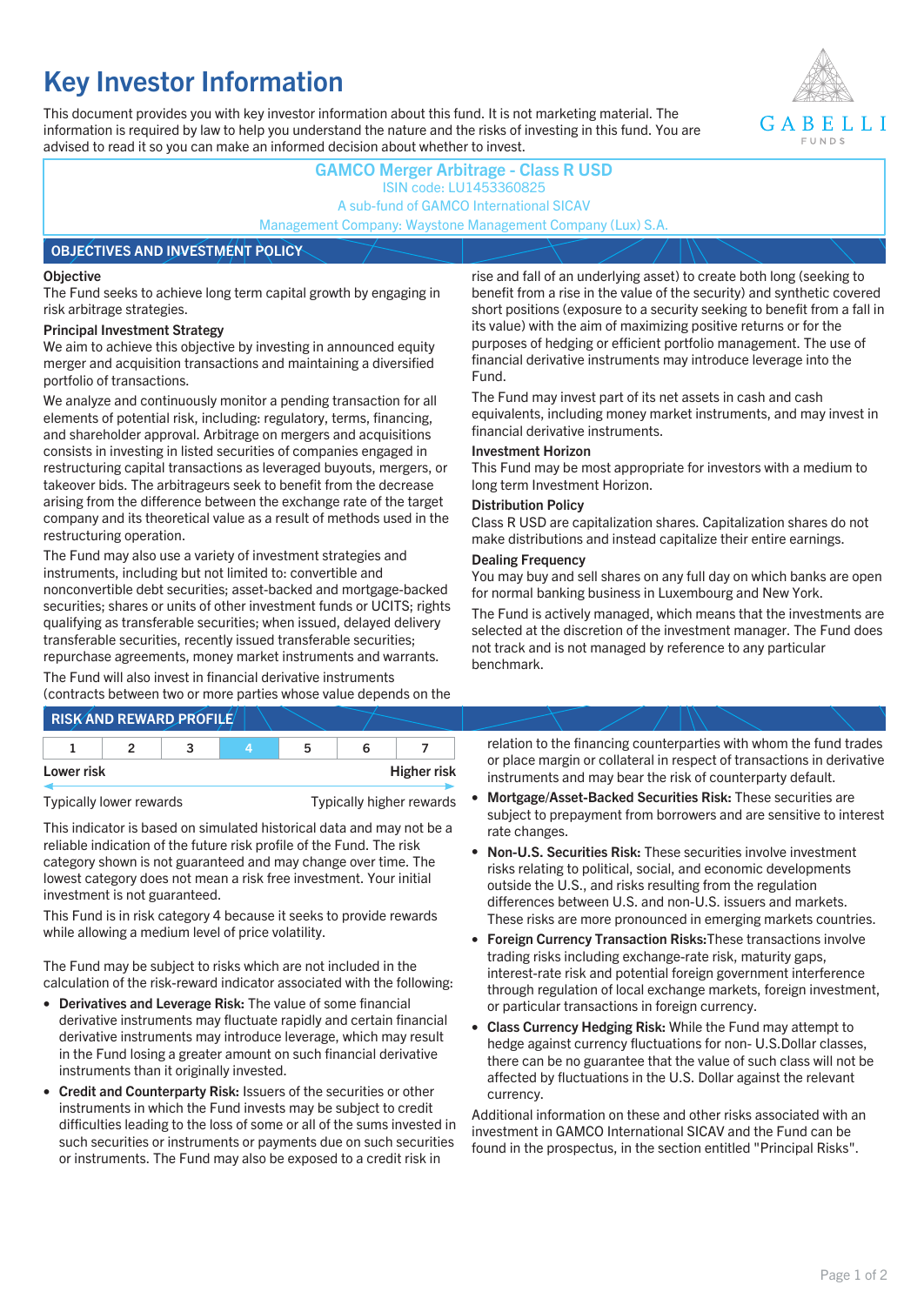# Key Investor Information

This document provides you with key investor information about this fund. It is not marketing material. The information is required by law to help you understand the nature and the risks of investing in this fund. You are advised to read it so you can make an informed decision about whether to invest.

GABELLI FUNDS

**GAMCO Merger Arbitrage - Class R USD**
ISIN code: LU1453360825
A sub-fund of GAMCO International SICAV
Management Company: Waystone Management Company (Lux) S.A.

## OBJECTIVES AND INVESTMENT POLICY

### Objective

The Fund seeks to achieve long term capital growth by engaging in risk arbitrage strategies.

### Principal Investment Strategy

We aim to achieve this objective by investing in announced equity merger and acquisition transactions and maintaining a diversified portfolio of transactions.

We analyze and continuously monitor a pending transaction for all elements of potential risk, including: regulatory, terms, financing, and shareholder approval. Arbitrage on mergers and acquisitions consists in investing in listed securities of companies engaged in restructuring capital transactions as leveraged buyouts, mergers, or takeover bids. The arbitrageurs seek to benefit from the decrease arising from the difference between the exchange rate of the target company and its theoretical value as a result of methods used in the restructuring operation.

The Fund may also use a variety of investment strategies and instruments, including but not limited to: convertible and nonconvertible debt securities; asset-backed and mortgage-backed securities; shares or units of other investment funds or UCITS; rights qualifying as transferable securities; when issued, delayed delivery transferable securities, recently issued transferable securities; repurchase agreements, money market instruments and warrants.

The Fund will also invest in financial derivative instruments (contracts between two or more parties whose value depends on the rise and fall of an underlying asset) to create both long (seeking to benefit from a rise in the value of the security) and synthetic covered short positions (exposure to a security seeking to benefit from a fall in its value) with the aim of maximizing positive returns or for the purposes of hedging or efficient portfolio management. The use of financial derivative instruments may introduce leverage into the Fund.

The Fund may invest part of its net assets in cash and cash equivalents, including money market instruments, and may invest in financial derivative instruments.

### Investment Horizon

This Fund may be most appropriate for investors with a medium to long term Investment Horizon.

### Distribution Policy

Class R USD are capitalization shares. Capitalization shares do not make distributions and instead capitalize their entire earnings.

### Dealing Frequency

You may buy and sell shares on any full day on which banks are open for normal banking business in Luxembourg and New York.

The Fund is actively managed, which means that the investments are selected at the discretion of the investment manager. The Fund does not track and is not managed by reference to any particular benchmark.

## RISK AND REWARD PROFILE

| 1 | 2 | 3 | **4** | 5 | 6 | 7 |
|---|---|---|---|---|---|---|

Lower risk — Higher risk

Typically lower rewards — Typically higher rewards

This indicator is based on simulated historical data and may not be a reliable indication of the future risk profile of the Fund. The risk category shown is not guaranteed and may change over time. The lowest category does not mean a risk free investment. Your initial investment is not guaranteed.

This Fund is in risk category 4 because it seeks to provide rewards while allowing a medium level of price volatility.

The Fund may be subject to risks which are not included in the calculation of the risk-reward indicator associated with the following:

- **Derivatives and Leverage Risk:** The value of some financial derivative instruments may fluctuate rapidly and certain financial derivative instruments may introduce leverage, which may result in the Fund losing a greater amount on such financial derivative instruments than it originally invested.
- **Credit and Counterparty Risk:** Issuers of the securities or other instruments in which the Fund invests may be subject to credit difficulties leading to the loss of some or all of the sums invested in such securities or instruments or payments due on such securities or instruments. The Fund may also be exposed to a credit risk in relation to the financing counterparties with whom the fund trades or place margin or collateral in respect of transactions in derivative instruments and may bear the risk of counterparty default.
- **Mortgage/Asset-Backed Securities Risk:** These securities are subject to prepayment from borrowers and are sensitive to interest rate changes.
- **Non-U.S. Securities Risk:** These securities involve investment risks relating to political, social, and economic developments outside the U.S., and risks resulting from the regulation differences between U.S. and non-U.S. issuers and markets. These risks are more pronounced in emerging markets countries.
- **Foreign Currency Transaction Risks:**These transactions involve trading risks including exchange-rate risk, maturity gaps, interest-rate risk and potential foreign government interference through regulation of local exchange markets, foreign investment, or particular transactions in foreign currency.
- **Class Currency Hedging Risk:** While the Fund may attempt to hedge against currency fluctuations for non- U.S.Dollar classes, there can be no guarantee that the value of such class will not be affected by fluctuations in the U.S. Dollar against the relevant currency.

Additional information on these and other risks associated with an investment in GAMCO International SICAV and the Fund can be found in the prospectus, in the section entitled "Principal Risks".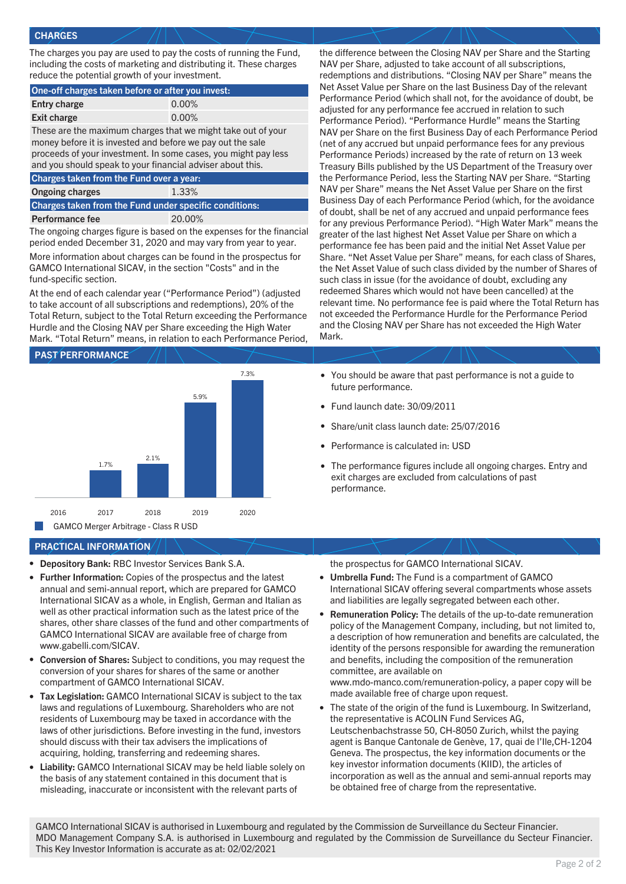## CHARGES

The charges you pay are used to pay the costs of running the Fund, including the costs of marketing and distributing it. These charges reduce the potential growth of your investment.

| One-off charges taken before or after you invest: | |
|---|---|
| Entry charge | 0.00% |
| Exit charge | 0.00% |

These are the maximum charges that we might take out of your money before it is invested and before we pay out the sale proceeds of your investment. In some cases, you might pay less and you should speak to your financial adviser about this.

| Charges taken from the Fund over a year: | |
|---|---|
| Ongoing charges | 1.33% |

| Charges taken from the Fund under specific conditions: | |
|---|---|
| Performance fee | 20.00% |

The ongoing charges figure is based on the expenses for the financial period ended December 31, 2020 and may vary from year to year.

More information about charges can be found in the prospectus for GAMCO International SICAV, in the section "Costs" and in the fund-specific section.

At the end of each calendar year ("Performance Period") (adjusted to take account of all subscriptions and redemptions), 20% of the Total Return, subject to the Total Return exceeding the Performance Hurdle and the Closing NAV per Share exceeding the High Water Mark. "Total Return" means, in relation to each Performance Period, the difference between the Closing NAV per Share and the Starting NAV per Share, adjusted to take account of all subscriptions, redemptions and distributions. "Closing NAV per Share" means the Net Asset Value per Share on the last Business Day of the relevant Performance Period (which shall not, for the avoidance of doubt, be adjusted for any performance fee accrued in relation to such Performance Period). "Performance Hurdle" means the Starting NAV per Share on the first Business Day of each Performance Period (net of any accrued but unpaid performance fees for any previous Performance Periods) increased by the rate of return on 13 week Treasury Bills published by the US Department of the Treasury over the Performance Period, less the Starting NAV per Share. "Starting NAV per Share" means the Net Asset Value per Share on the first Business Day of each Performance Period (which, for the avoidance of doubt, shall be net of any accrued and unpaid performance fees for any previous Performance Period). "High Water Mark" means the greater of the last highest Net Asset Value per Share on which a performance fee has been paid and the initial Net Asset Value per Share. "Net Asset Value per Share" means, for each class of Shares, the Net Asset Value of such class divided by the number of Shares of such class in issue (for the avoidance of doubt, excluding any redeemed Shares which would not have been cancelled) at the relevant time. No performance fee is paid where the Total Return has not exceeded the Performance Hurdle for the Performance Period and the Closing NAV per Share has not exceeded the High Water Mark.

## PAST PERFORMANCE

7.3%
5.9%
2.1%
1.7%

2016
2017
2018
2019
2020

GAMCO Merger Arbitrage - Class R USD

- You should be aware that past performance is not a guide to future performance.
- Fund launch date: 30/09/2011
- Share/unit class launch date: 25/07/2016
- Performance is calculated in: USD
- The performance figures include all ongoing charges. Entry and exit charges are excluded from calculations of past performance.

## PRACTICAL INFORMATION

- **Depository Bank:** RBC Investor Services Bank S.A.
- **Further Information:** Copies of the prospectus and the latest annual and semi-annual report, which are prepared for GAMCO International SICAV as a whole, in English, German and Italian as well as other practical information such as the latest price of the shares, other share classes of the fund and other compartments of GAMCO International SICAV are available free of charge from www.gabelli.com/SICAV.
- **Conversion of Shares:** Subject to conditions, you may request the conversion of your shares for shares of the same or another compartment of GAMCO International SICAV.
- **Tax Legislation:** GAMCO International SICAV is subject to the tax laws and regulations of Luxembourg. Shareholders who are not residents of Luxembourg may be taxed in accordance with the laws of other jurisdictions. Before investing in the fund, investors should discuss with their tax advisers the implications of acquiring, holding, transferring and redeeming shares.
- **Liability:** GAMCO International SICAV may be held liable solely on the basis of any statement contained in this document that is misleading, inaccurate or inconsistent with the relevant parts of the prospectus for GAMCO International SICAV.
- **Umbrella Fund:** The Fund is a compartment of GAMCO International SICAV offering several compartments whose assets and liabilities are legally segregated between each other.
- **Remuneration Policy:** The details of the up-to-date remuneration policy of the Management Company, including, but not limited to, a description of how remuneration and benefits are calculated, the identity of the persons responsible for awarding the remuneration and benefits, including the composition of the remuneration committee, are available on www.mdo-manco.com/remuneration-policy, a paper copy will be made available free of charge upon request.
- The state of the origin of the fund is Luxembourg. In Switzerland, the representative is ACOLIN Fund Services AG, Leutschenbachstrasse 50, CH-8050 Zurich, whilst the paying agent is Banque Cantonale de Genève, 17, quai de l'Ile,CH-1204 Geneva. The prospectus, the key information documents or the key investor information documents (KIID), the articles of incorporation as well as the annual and semi-annual reports may be obtained free of charge from the representative.

GAMCO International SICAV is authorised in Luxembourg and regulated by the Commission de Surveillance du Secteur Financier.
MDO Management Company S.A. is authorised in Luxembourg and regulated by the Commission de Surveillance du Secteur Financier.
This Key Investor Information is accurate as at: 02/02/2021